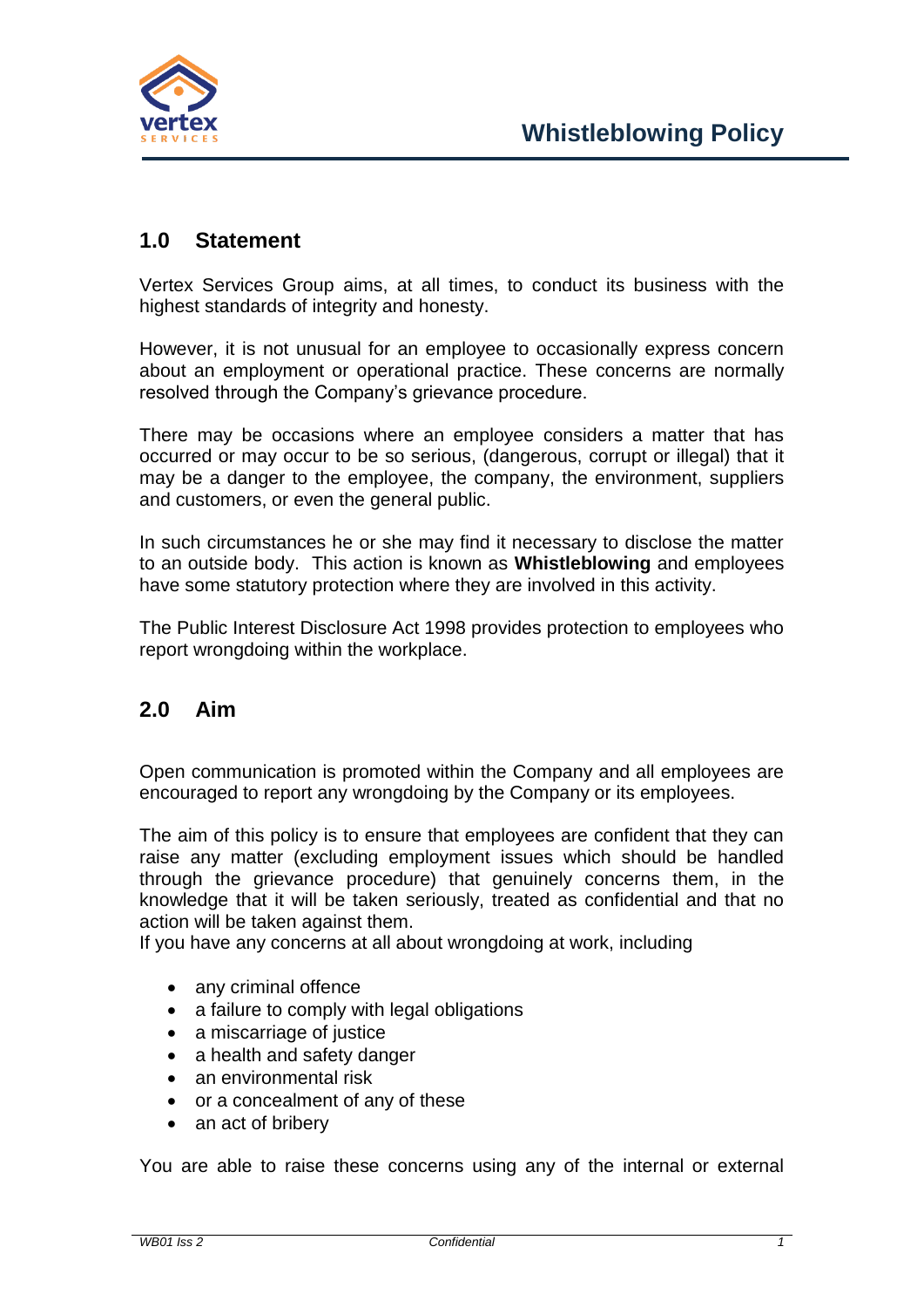# Whistleblowing Policy

## 1.0 Statement

Vertex Services Group aims, at all times, to conduct its business with the highest standards of integrity and honesty.

However, it is not unusual for an employee to occasionally express concern about an employment or operational practice. These concerns are normally resolved through the Company's grievance procedure.

There may be occasions where an employee considers a matter that has occurred or may occur to be so serious, (dangerous, corrupt or illegal) that it may be a danger to the employee, the company, the environment, suppliers and customers, or even the general public.

In such circumstances he or she may find it necessary to disclose the matter to an outside body. This action is known as **Whistleblowing** and employees have some statutory protection where they are involved in this activity.

The Public Interest Disclosure Act 1998 provides protection to employees who report wrongdoing within the workplace.

## 2.0 Aim

Open communication is promoted within the Company and all employees are encouraged to report any wrongdoing by the Company or its employees.

The aim of this policy is to ensure that employees are confident that they can raise any matter (excluding employment issues which should be handled through the grievance procedure) that genuinely concerns them, in the knowledge that it will be taken seriously, treated as confidential and that no action will be taken against them.
If you have any concerns at all about wrongdoing at work, including

- any criminal offence
- a failure to comply with legal obligations
- a miscarriage of justice
- a health and safety danger
- an environmental risk
- or a concealment of any of these
- an act of bribery

You are able to raise these concerns using any of the internal or external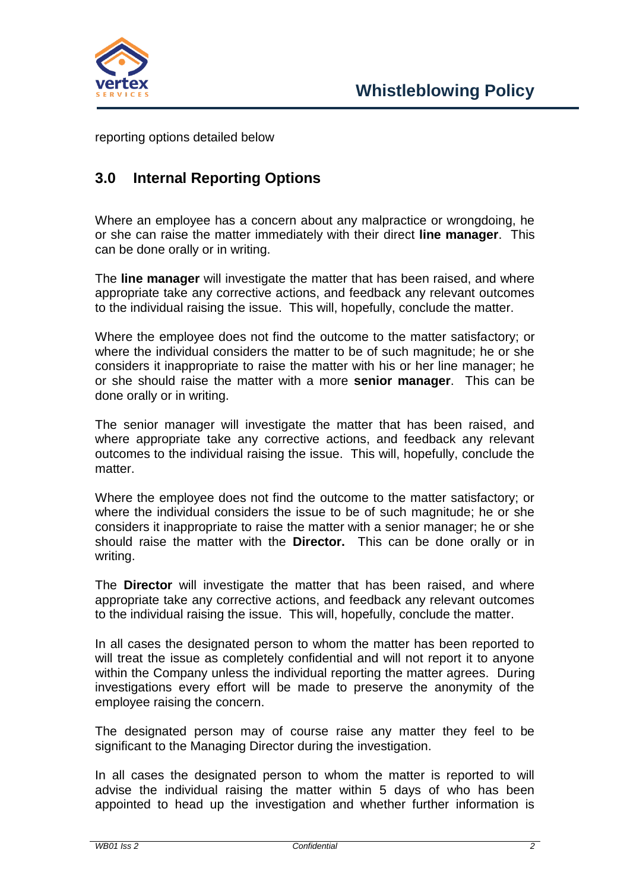reporting options detailed below

## 3.0 Internal Reporting Options

Where an employee has a concern about any malpractice or wrongdoing, he or she can raise the matter immediately with their direct **line manager**. This can be done orally or in writing.

The **line manager** will investigate the matter that has been raised, and where appropriate take any corrective actions, and feedback any relevant outcomes to the individual raising the issue. This will, hopefully, conclude the matter.

Where the employee does not find the outcome to the matter satisfactory; or where the individual considers the matter to be of such magnitude; he or she considers it inappropriate to raise the matter with his or her line manager; he or she should raise the matter with a more **senior manager**. This can be done orally or in writing.

The senior manager will investigate the matter that has been raised, and where appropriate take any corrective actions, and feedback any relevant outcomes to the individual raising the issue. This will, hopefully, conclude the matter.

Where the employee does not find the outcome to the matter satisfactory; or where the individual considers the issue to be of such magnitude; he or she considers it inappropriate to raise the matter with a senior manager; he or she should raise the matter with the **Director.** This can be done orally or in writing.

The **Director** will investigate the matter that has been raised, and where appropriate take any corrective actions, and feedback any relevant outcomes to the individual raising the issue. This will, hopefully, conclude the matter.

In all cases the designated person to whom the matter has been reported to will treat the issue as completely confidential and will not report it to anyone within the Company unless the individual reporting the matter agrees. During investigations every effort will be made to preserve the anonymity of the employee raising the concern.

The designated person may of course raise any matter they feel to be significant to the Managing Director during the investigation.

In all cases the designated person to whom the matter is reported to will advise the individual raising the matter within 5 days of who has been appointed to head up the investigation and whether further information is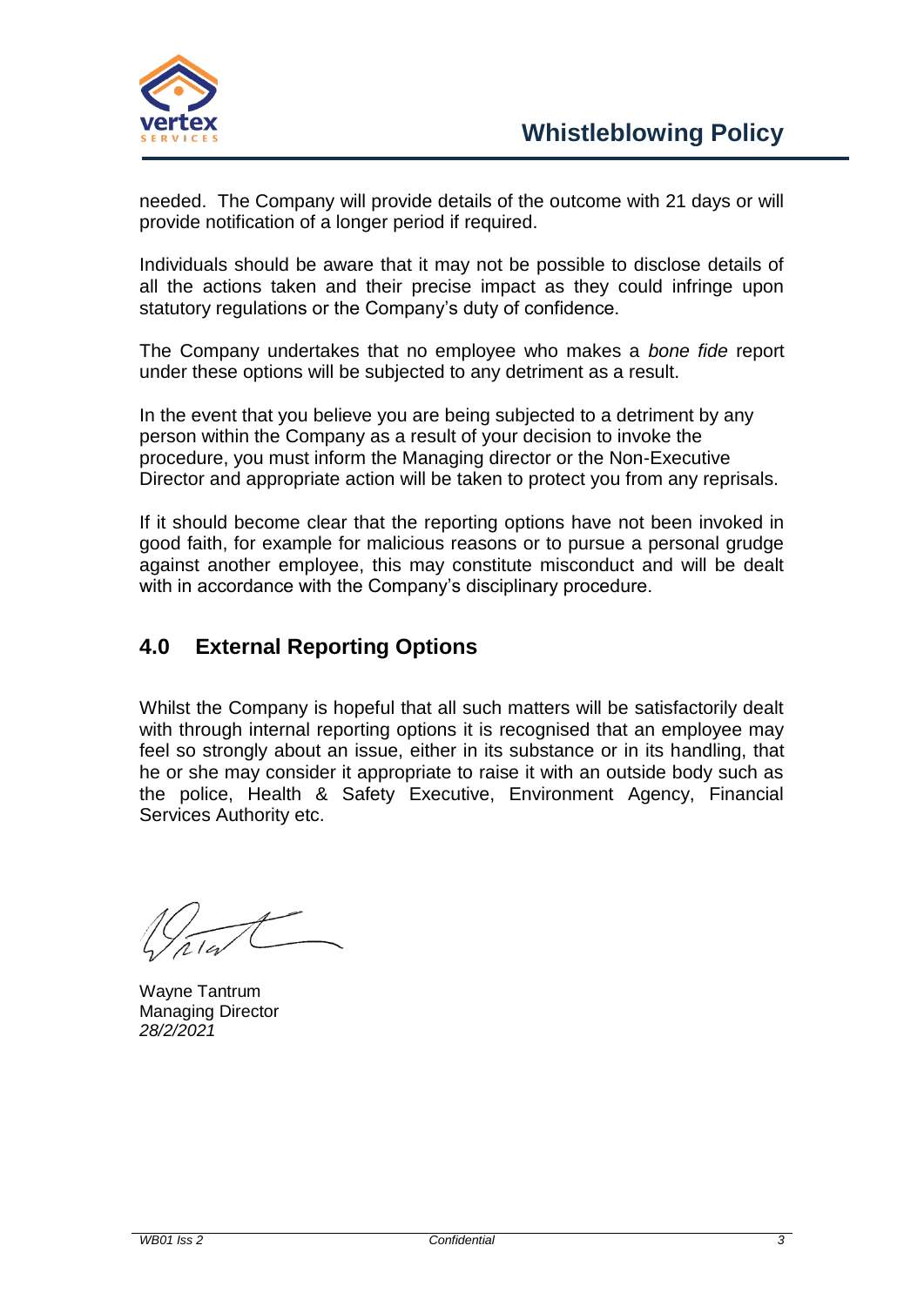needed. The Company will provide details of the outcome with 21 days or will provide notification of a longer period if required.

Individuals should be aware that it may not be possible to disclose details of all the actions taken and their precise impact as they could infringe upon statutory regulations or the Company's duty of confidence.

The Company undertakes that no employee who makes a *bone fide* report under these options will be subjected to any detriment as a result.

In the event that you believe you are being subjected to a detriment by any person within the Company as a result of your decision to invoke the procedure, you must inform the Managing director or the Non-Executive Director and appropriate action will be taken to protect you from any reprisals.

If it should become clear that the reporting options have not been invoked in good faith, for example for malicious reasons or to pursue a personal grudge against another employee, this may constitute misconduct and will be dealt with in accordance with the Company's disciplinary procedure.

## 4.0 External Reporting Options

Whilst the Company is hopeful that all such matters will be satisfactorily dealt with through internal reporting options it is recognised that an employee may feel so strongly about an issue, either in its substance or in its handling, that he or she may consider it appropriate to raise it with an outside body such as the police, Health & Safety Executive, Environment Agency, Financial Services Authority etc.

Wayne Tantrum
Managing Director
*28/2/2021*